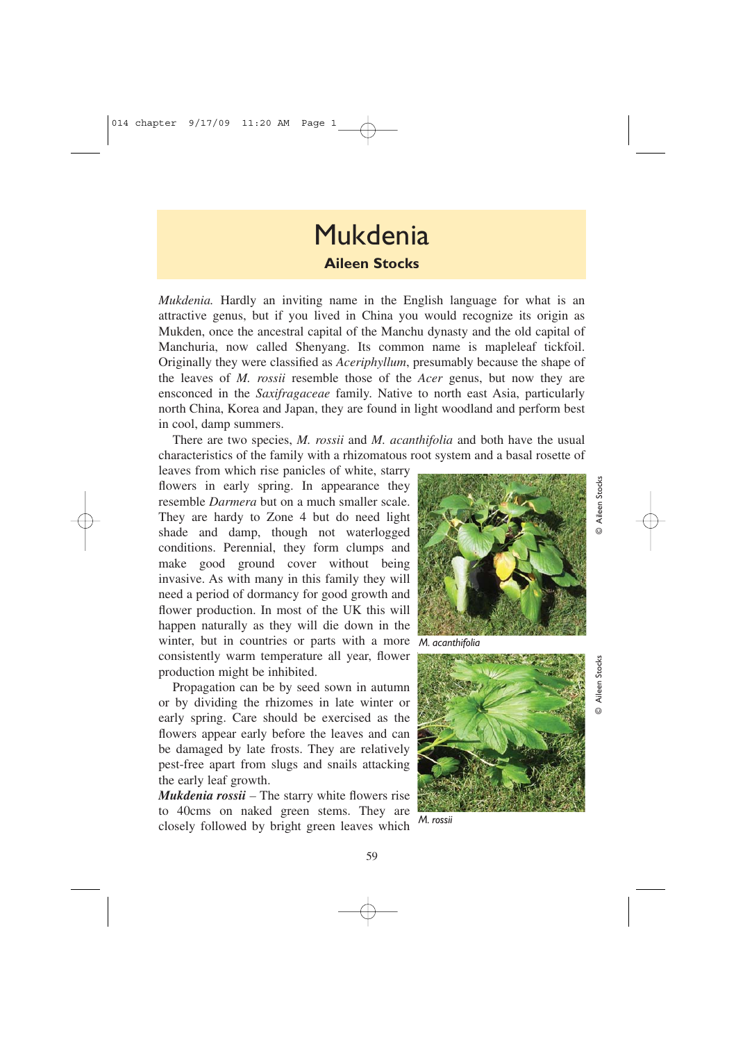# Mukdenia

**Aileen Stocks**

*Mukdenia.* Hardly an inviting name in the English language for what is an attractive genus, but if you lived in China you would recognize its origin as Mukden, once the ancestral capital of the Manchu dynasty and the old capital of Manchuria, now called Shenyang. Its common name is mapleleaf tickfoil. Originally they were classified as *Aceriphyllum*, presumably because the shape of the leaves of *M. rossii* resemble those of the *Acer* genus, but now they are ensconced in the *Saxifragaceae* family. Native to north east Asia, particularly north China, Korea and Japan, they are found in light woodland and perform best in cool, damp summers.

There are two species, *M. rossii* and *M. acanthifolia* and both have the usual characteristics of the family with a rhizomatous root system and a basal rosette of leaves from which rise panicles of white, starry flowers in early spring. In appearance they resemble *Darmera* but on a much smaller scale. They are hardy to Zone 4 but do need light shade and damp, though not waterlogged conditions. Perennial, they form clumps and make good ground cover without being invasive. As with many in this family they will need a period of dormancy for good growth and flower production. In most of the UK this will happen naturally as they will die down in the winter, but in countries or parts with a more consistently warm temperature all year, flower production might be inhibited.

© Aileen Stocks

*M. acanthifolia*

© Aileen Stocks

*M. rossii*

Propagation can be by seed sown in autumn or by dividing the rhizomes in late winter or early spring. Care should be exercised as the flowers appear early before the leaves and can be damaged by late frosts. They are relatively pest-free apart from slugs and snails attacking the early leaf growth.

***Mukdenia rossii*** – The starry white flowers rise to 40cms on naked green stems. They are closely followed by bright green leaves which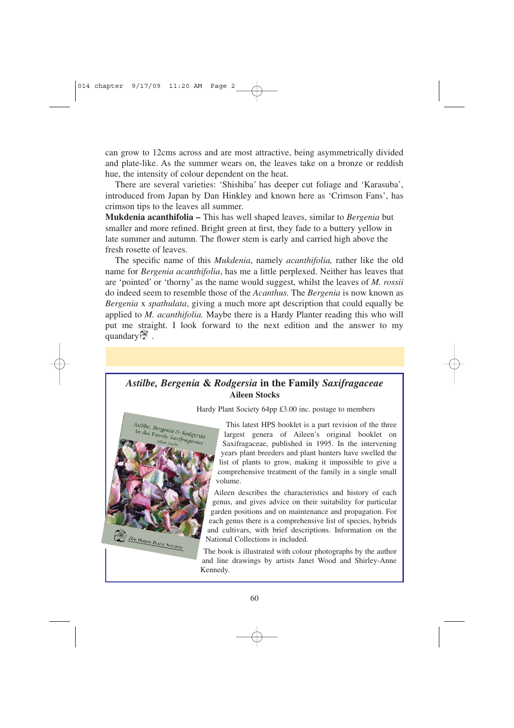can grow to 12cms across and are most attractive, being asymmetrically divided and plate-like. As the summer wears on, the leaves take on a bronze or reddish hue, the intensity of colour dependent on the heat.

There are several varieties: 'Shishiba' has deeper cut foliage and 'Karasuba', introduced from Japan by Dan Hinkley and known here as 'Crimson Fans', has crimson tips to the leaves all summer.

**Mukdenia acanthifolia –** This has well shaped leaves, similar to *Bergenia* but smaller and more refined. Bright green at first, they fade to a buttery yellow in late summer and autumn. The flower stem is early and carried high above the fresh rosette of leaves.

The specific name of this *Mukdenia*, namely *acanthifolia,* rather like the old name for *Bergenia acanthifolia*, has me a little perplexed. Neither has leaves that are 'pointed' or 'thorny' as the name would suggest, whilst the leaves of *M. rossii* do indeed seem to resemble those of the *Acanthus.* The *Bergenia* is now known as *Bergenia* x *spathulata*, giving a much more apt description that could equally be applied to *M. acanthifolia.* Maybe there is a Hardy Planter reading this who will put me straight. I look forward to the next edition and the answer to my quandary.

## *Astilbe, Bergenia & Rodgersia* in the Family *Saxifragaceae*

**Aileen Stocks**

Hardy Plant Society 64pp £3.00 inc. postage to members

This latest HPS booklet is a part revision of the three largest genera of Aileen's original booklet on Saxifragaceae, published in 1995. In the intervening years plant breeders and plant hunters have swelled the list of plants to grow, making it impossible to give a comprehensive treatment of the family in a single small volume.

Aileen describes the characteristics and history of each genus, and gives advice on their suitability for particular garden positions and on maintenance and propagation. For each genus there is a comprehensive list of species, hybrids and cultivars, with brief descriptions. Information on the National Collections is included.

The book is illustrated with colour photographs by the author and line drawings by artists Janet Wood and Shirley-Anne Kennedy.